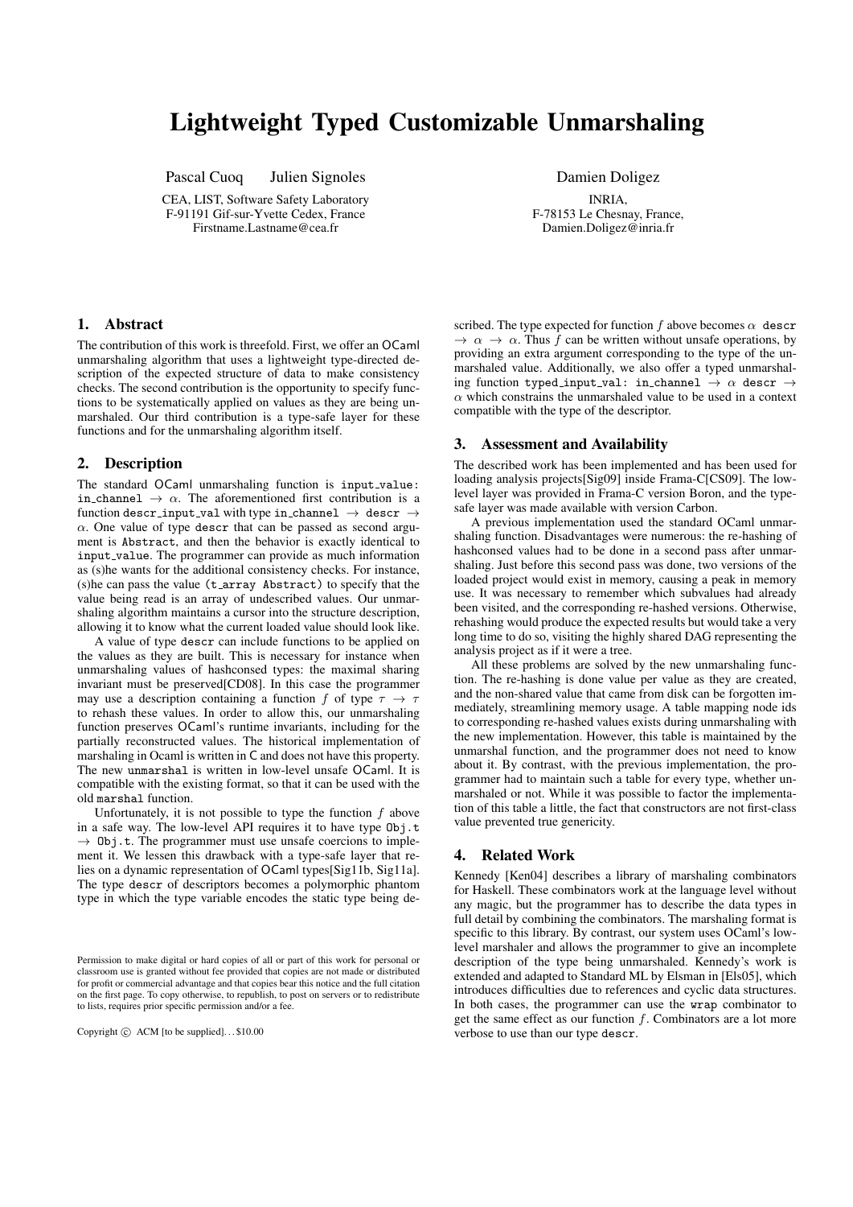# Lightweight Typed Customizable Unmarshaling

Pascal Cuoq Julien Signoles

CEA, LIST, Software Safety Laboratory
F-91191 Gif-sur-Yvette Cedex, France
Firstname.Lastname@cea.fr

Damien Doligez

INRIA,
F-78153 Le Chesnay, France,
Damien.Doligez@inria.fr

## 1. Abstract

The contribution of this work is threefold. First, we offer an OCaml unmarshaling algorithm that uses a lightweight type-directed description of the expected structure of data to make consistency checks. The second contribution is the opportunity to specify functions to be systematically applied on values as they are being unmarshaled. Our third contribution is a type-safe layer for these functions and for the unmarshaling algorithm itself.

## 2. Description

The standard OCaml unmarshaling function is `input_value: in_channel` $\rightarrow \alpha$. The aforementioned first contribution is a function `descr_input_val` with type `in_channel` $\rightarrow$ `descr` $\rightarrow \alpha$. One value of type `descr` that can be passed as second argument is `Abstract`, and then the behavior is exactly identical to `input_value`. The programmer can provide as much information as (s)he wants for the additional consistency checks. For instance, (s)he can pass the value (`t_array Abstract`) to specify that the value being read is an array of undescribed values. Our unmarshaling algorithm maintains a cursor into the structure description, allowing it to know what the current loaded value should look like.

A value of type `descr` can include functions to be applied on the values as they are built. This is necessary for instance when unmarshaling values of hashconsed types: the maximal sharing invariant must be preserved[CD08]. In this case the programmer may use a description containing a function $f$ of type $\tau \rightarrow \tau$ to rehash these values. In order to allow this, our unmarshaling function preserves OCaml's runtime invariants, including for the partially reconstructed values. The historical implementation of marshaling in Ocaml is written in C and does not have this property. The new `unmarshal` is written in low-level unsafe OCaml. It is compatible with the existing format, so that it can be used with the old `marshal` function.

Unfortunately, it is not possible to type the function $f$ above in a safe way. The low-level API requires it to have type `Obj.t` $\rightarrow$ `Obj.t`. The programmer must use unsafe coercions to implement it. We lessen this drawback with a type-safe layer that relies on a dynamic representation of OCaml types[Sig11b, Sig11a]. The type `descr` of descriptors becomes a polymorphic phantom type in which the type variable encodes the static type being described. The type expected for function $f$ above becomes $\alpha$ `descr` $\rightarrow \alpha \rightarrow \alpha$. Thus $f$ can be written without unsafe operations, by providing an extra argument corresponding to the type of the unmarshaled value. Additionally, we also offer a typed unmarshaling function `typed_input_val: in_channel` $\rightarrow \alpha$ `descr` $\rightarrow \alpha$ which constrains the unmarshaled value to be used in a context compatible with the type of the descriptor.

## 3. Assessment and Availability

The described work has been implemented and has been used for loading analysis projects[Sig09] inside Frama-C[CS09]. The low-level layer was provided in Frama-C version Boron, and the type-safe layer was made available with version Carbon.

A previous implementation used the standard OCaml unmarshaling function. Disadvantages were numerous: the re-hashing of hashconsed values had to be done in a second pass after unmarshaling. Just before this second pass was done, two versions of the loaded project would exist in memory, causing a peak in memory use. It was necessary to remember which subvalues had already been visited, and the corresponding re-hashed versions. Otherwise, rehashing would produce the expected results but would take a very long time to do so, visiting the highly shared DAG representing the analysis project as if it were a tree.

All these problems are solved by the new unmarshaling function. The re-hashing is done value per value as they are created, and the non-shared value that came from disk can be forgotten immediately, streamlining memory usage. A table mapping node ids to corresponding re-hashed values exists during unmarshaling with the new implementation. However, this table is maintained by the unmarshal function, and the programmer does not need to know about it. By contrast, with the previous implementation, the programmer had to maintain such a table for every type, whether unmarshaled or not. While it was possible to factor the implementation of this table a little, the fact that constructors are not first-class value prevented true genericity.

## 4. Related Work

Kennedy [Ken04] describes a library of marshaling combinators for Haskell. These combinators work at the language level without any magic, but the programmer has to describe the data types in full detail by combining the combinators. The marshaling format is specific to this library. By contrast, our system uses OCaml's low-level marshaler and allows the programmer to give an incomplete description of the type being unmarshaled. Kennedy's work is extended and adapted to Standard ML by Elsman in [Els05], which introduces difficulties due to references and cyclic data structures. In both cases, the programmer can use the `wrap` combinator to get the same effect as our function $f$. Combinators are a lot more verbose to use than our type `descr`.

Permission to make digital or hard copies of all or part of this work for personal or classroom use is granted without fee provided that copies are not made or distributed for profit or commercial advantage and that copies bear this notice and the full citation on the first page. To copy otherwise, to republish, to post on servers or to redistribute to lists, requires prior specific permission and/or a fee.

Copyright © ACM [to be supplied]. . . $10.00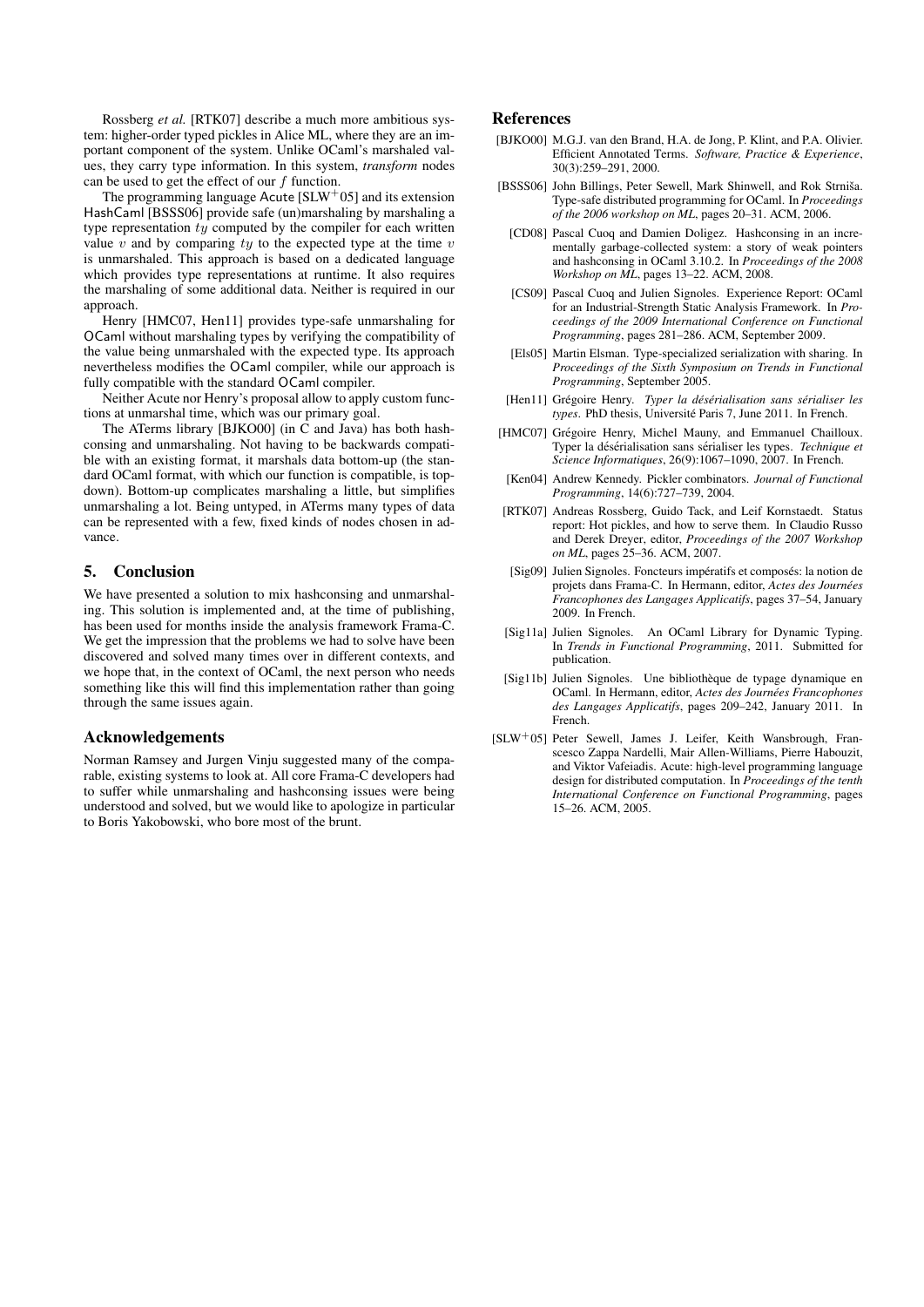Rossberg *et al.* [RTK07] describe a much more ambitious system: higher-order typed pickles in Alice ML, where they are an important component of the system. Unlike OCaml's marshaled values, they carry type information. In this system, *transform* nodes can be used to get the effect of our $f$ function.

The programming language Acute [SLW+05] and its extension HashCaml [BSSS06] provide safe (un)marshaling by marshaling a type representation $ty$ computed by the compiler for each written value $v$ and by comparing $ty$ to the expected type at the time $v$ is unmarshaled. This approach is based on a dedicated language which provides type representations at runtime. It also requires the marshaling of some additional data. Neither is required in our approach.

Henry [HMC07, Hen11] provides type-safe unmarshaling for OCaml without marshaling types by verifying the compatibility of the value being unmarshaled with the expected type. Its approach nevertheless modifies the OCaml compiler, while our approach is fully compatible with the standard OCaml compiler.

Neither Acute nor Henry's proposal allow to apply custom functions at unmarshal time, which was our primary goal.

The ATerms library [BJKO00] (in C and Java) has both hashconsing and unmarshaling. Not having to be backwards compatible with an existing format, it marshals data bottom-up (the standard OCaml format, with which our function is compatible, is top-down). Bottom-up complicates marshaling a little, but simplifies unmarshaling a lot. Being untyped, in ATerms many types of data can be represented with a few, fixed kinds of nodes chosen in advance.

## 5. Conclusion

We have presented a solution to mix hashconsing and unmarshaling. This solution is implemented and, at the time of publishing, has been used for months inside the analysis framework Frama-C. We get the impression that the problems we had to solve have been discovered and solved many times over in different contexts, and we hope that, in the context of OCaml, the next person who needs something like this will find this implementation rather than going through the same issues again.

## Acknowledgements

Norman Ramsey and Jurgen Vinju suggested many of the comparable, existing systems to look at. All core Frama-C developers had to suffer while unmarshaling and hashconsing issues were being understood and solved, but we would like to apologize in particular to Boris Yakobowski, who bore most of the brunt.

## References

[BJKO00] M.G.J. van den Brand, H.A. de Jong, P. Klint, and P.A. Olivier. Efficient Annotated Terms. *Software, Practice & Experience*, 30(3):259–291, 2000.

[BSSS06] John Billings, Peter Sewell, Mark Shinwell, and Rok Strniša. Type-safe distributed programming for OCaml. In *Proceedings of the 2006 workshop on ML*, pages 20–31. ACM, 2006.

[CD08] Pascal Cuoq and Damien Doligez. Hashconsing in an incrementally garbage-collected system: a story of weak pointers and hashconsing in OCaml 3.10.2. In *Proceedings of the 2008 Workshop on ML*, pages 13–22. ACM, 2008.

[CS09] Pascal Cuoq and Julien Signoles. Experience Report: OCaml for an Industrial-Strength Static Analysis Framework. In *Proceedings of the 2009 International Conference on Functional Programming*, pages 281–286. ACM, September 2009.

[Els05] Martin Elsman. Type-specialized serialization with sharing. In *Proceedings of the Sixth Symposium on Trends in Functional Programming*, September 2005.

[Hen11] Grégoire Henry. *Typer la désérialisation sans sérialiser les types*. PhD thesis, Université Paris 7, June 2011. In French.

[HMC07] Grégoire Henry, Michel Mauny, and Emmanuel Chailloux. Typer la désérialisation sans sérialiser les types. *Technique et Science Informatiques*, 26(9):1067–1090, 2007. In French.

[Ken04] Andrew Kennedy. Pickler combinators. *Journal of Functional Programming*, 14(6):727–739, 2004.

[RTK07] Andreas Rossberg, Guido Tack, and Leif Kornstaedt. Status report: Hot pickles, and how to serve them. In Claudio Russo and Derek Dreyer, editor, *Proceedings of the 2007 Workshop on ML*, pages 25–36. ACM, 2007.

[Sig09] Julien Signoles. Foncteurs impératifs et composés: la notion de projets dans Frama-C. In Hermann, editor, *Actes des Journées Francophones des Langages Applicatifs*, pages 37–54, January 2009. In French.

[Sig11a] Julien Signoles. An OCaml Library for Dynamic Typing. In *Trends in Functional Programming*, 2011. Submitted for publication.

[Sig11b] Julien Signoles. Une bibliothèque de typage dynamique en OCaml. In Hermann, editor, *Actes des Journées Francophones des Langages Applicatifs*, pages 209–242, January 2011. In French.

[SLW+05] Peter Sewell, James J. Leifer, Keith Wansbrough, Francesco Zappa Nardelli, Mair Allen-Williams, Pierre Habouzit, and Viktor Vafeiadis. Acute: high-level programming language design for distributed computation. In *Proceedings of the tenth International Conference on Functional Programming*, pages 15–26. ACM, 2005.